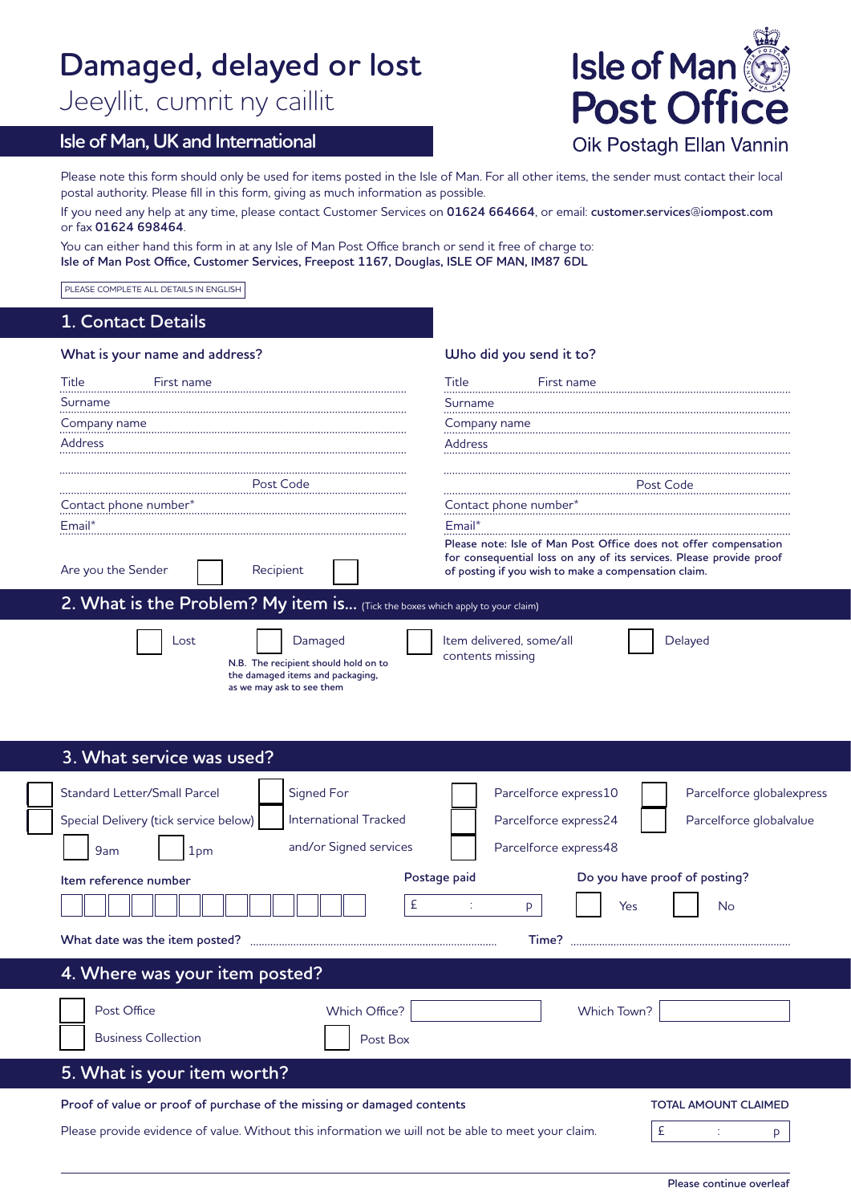# Damaged, delayed or lost

Jeeyllit, cumrit ny caillit

## Isle of Man, UK and International

**Isle of Man Post Office**

Oik Postagh Ellan Vannin

Please note this form should only be used for items posted in the Isle of Man. For all other items, the sender must contact their local postal authority. Please fill in this form, giving as much information as possible.

If you need any help at any time, please contact Customer Services on **01624 664664**, or email: **customer.services@iompost.com** or fax **01624 698464**.

You can either hand this form in at any Isle of Man Post Office branch or send it free of charge to:
**Isle of Man Post Office, Customer Services, Freepost 1167, Douglas, ISLE OF MAN, IM87 6DL**

PLEASE COMPLETE ALL DETAILS IN ENGLISH

## 1. Contact Details

**What is your name and address?**

Title ........ First name ........................................

Surname ........................................

Company name ........................................

Address ........................................

........................................ Post Code ........................

Contact phone number* ........................................

Email* ........................................

Are you the Sender ☐ Recipient ☐

**Who did you send it to?**

Title ........ First name ........................................

Surname ........................................

Company name ........................................

Address ........................................

........................................ Post Code ........................

Contact phone number* ........................................

Email* ........................................

**Please note: Isle of Man Post Office does not offer compensation for consequential loss on any of its services. Please provide proof of posting if you wish to make a compensation claim.**

## 2. What is the Problem? My item is... (Tick the boxes which apply to your claim)

☐ Lost

☐ Damaged

**N.B. The recipient should hold on to the damaged items and packaging, as we may ask to see them**

☐ Item delivered, some/all contents missing

☐ Delayed

## 3. What service was used?

☐ Standard Letter/Small Parcel

☐ Special Delivery (tick service below)

☐ 9am ☐ 1pm

☐ Signed For

☐ International Tracked and/or Signed services

☐ Parcelforce express10

☐ Parcelforce express24

☐ Parcelforce express48

☐ Parcelforce globalexpress

☐ Parcelforce globalvalue

**Item reference number** ☐☐☐☐☐☐☐☐☐☐☐☐☐

**Postage paid** £ : p

**Do you have proof of posting?** ☐ Yes ☐ No

**What date was the item posted?** ........................................ **Time?** ........................................

## 4. Where was your item posted?

☐ Post Office

☐ Business Collection

Which Office? ____________

☐ Post Box

Which Town? ____________

## 5. What is your item worth?

**Proof of value or proof of purchase of the missing or damaged contents**

Please provide evidence of value. Without this information we will not be able to meet your claim.

**TOTAL AMOUNT CLAIMED** £ : p

**Please continue overleaf**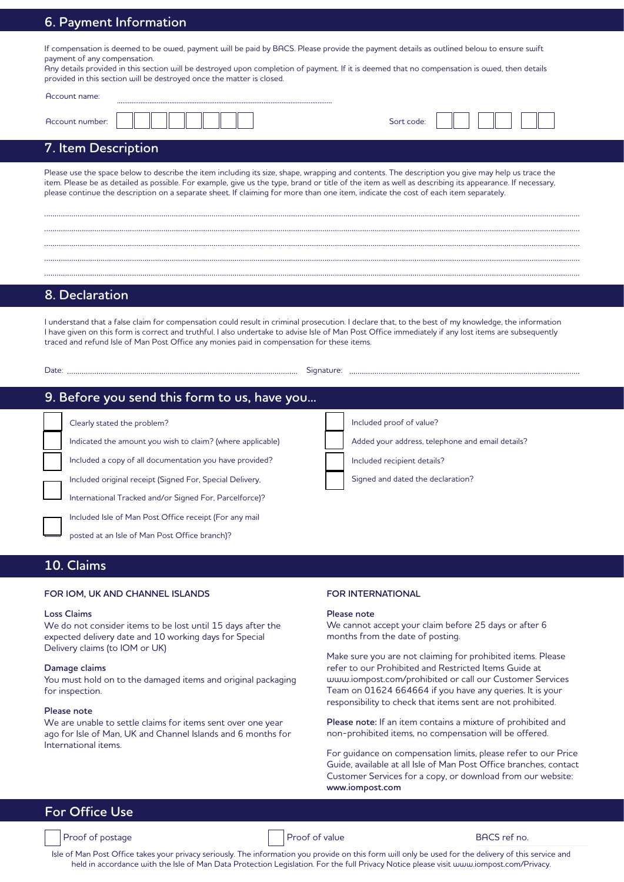## 6. Payment Information

If compensation is deemed to be owed, payment will be paid by BACS. Please provide the payment details as outlined below to ensure swift payment of any compensation.
Any details provided in this section will be destroyed upon completion of payment. If it is deemed that no compensation is owed, then details provided in this section will be destroyed once the matter is closed.

Account name: ...................................................................................................

Account number: ☐☐☐☐☐☐☐☐ Sort code: ☐☐ ☐☐ ☐☐

## 7. Item Description

Please use the space below to describe the item including its size, shape, wrapping and contents. The description you give may help us trace the item. Please be as detailed as possible. For example, give us the type, brand or title of the item as well as describing its appearance. If necessary, please continue the description on a separate sheet. If claiming for more than one item, indicate the cost of each item separately.

....................................................................................................................................................................................................

....................................................................................................................................................................................................

....................................................................................................................................................................................................

....................................................................................................................................................................................................

....................................................................................................................................................................................................

## 8. Declaration

I understand that a false claim for compensation could result in criminal prosecution. I declare that, to the best of my knowledge, the information I have given on this form is correct and truthful. I also undertake to advise Isle of Man Post Office immediately if any lost items are subsequently traced and refund Isle of Man Post Office any monies paid in compensation for these items.

Date: .................................................................................... Signature: ....................................................................................

## 9. Before you send this form to us, have you...

- ☐ Clearly stated the problem?
- ☐ Indicated the amount you wish to claim? (where applicable)
- ☐ Included a copy of all documentation you have provided?
- ☐ Included original receipt (Signed For, Special Delivery, International Tracked and/or Signed For, Parcelforce)?
- ☐ Included Isle of Man Post Office receipt (For any mail posted at an Isle of Man Post Office branch)?
- ☐ Included proof of value?
- ☐ Added your address, telephone and email details?
- ☐ Included recipient details?
- ☐ Signed and dated the declaration?

## 10. Claims

### FOR IOM, UK AND CHANNEL ISLANDS

**Loss Claims**
We do not consider items to be lost until 15 days after the expected delivery date and 10 working days for Special Delivery claims (to IOM or UK)

**Damage claims**
You must hold on to the damaged items and original packaging for inspection.

**Please note**
We are unable to settle claims for items sent over one year ago for Isle of Man, UK and Channel Islands and 6 months for International items.

### FOR INTERNATIONAL

**Please note**
We cannot accept your claim before 25 days or after 6 months from the date of posting.

Make sure you are not claiming for prohibited items. Please refer to our Prohibited and Restricted Items Guide at www.iompost.com/prohibited or call our Customer Services Team on 01624 664664 if you have any queries. It is your responsibility to check that items sent are not prohibited.

**Please note:** If an item contains a mixture of prohibited and non-prohibited items, no compensation will be offered.

For guidance on compensation limits, please refer to our Price Guide, available at all Isle of Man Post Office branches, contact Customer Services for a copy, or download from our website: **www.iompost.com**

## For Office Use

☐ Proof of postage ☐ Proof of value BACS ref no.

Isle of Man Post Office takes your privacy seriously. The information you provide on this form will only be used for the delivery of this service and held in accordance with the Isle of Man Data Protection Legislation. For the full Privacy Notice please visit www.iompost.com/Privacy.